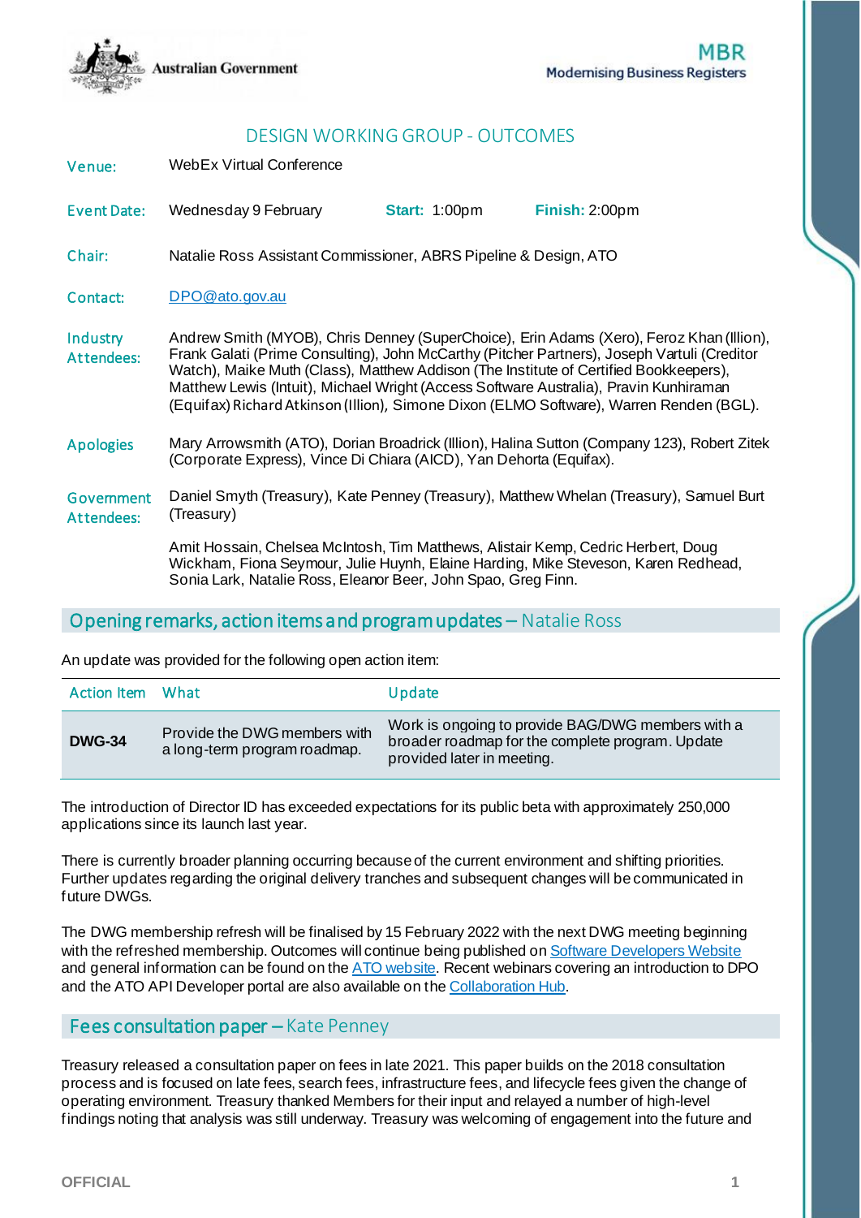Australian Government

MBR
Modernising Business Registers

# DESIGN WORKING GROUP - OUTCOMES

**Venue:** WebEx Virtual Conference

**Event Date:** Wednesday 9 February **Start:** 1:00pm **Finish:** 2:00pm

**Chair:** Natalie Ross Assistant Commissioner, ABRS Pipeline & Design, ATO

**Contact:** DPO@ato.gov.au

**Industry Attendees:** Andrew Smith (MYOB), Chris Denney (SuperChoice), Erin Adams (Xero), Feroz Khan (Illion), Frank Galati (Prime Consulting), John McCarthy (Pitcher Partners), Joseph Vartuli (Creditor Watch), Maike Muth (Class), Matthew Addison (The Institute of Certified Bookkeepers), Matthew Lewis (Intuit), Michael Wright (Access Software Australia), Pravin Kunhiraman (Equifax) Richard Atkinson (Illion), Simone Dixon (ELMO Software), Warren Renden (BGL).

**Apologies:** Mary Arrowsmith (ATO), Dorian Broadrick (Illion), Halina Sutton (Company 123), Robert Zitek (Corporate Express), Vince Di Chiara (AICD), Yan Dehorta (Equifax).

**Government Attendees:** Daniel Smyth (Treasury), Kate Penney (Treasury), Matthew Whelan (Treasury), Samuel Burt (Treasury)

Amit Hossain, Chelsea McIntosh, Tim Matthews, Alistair Kemp, Cedric Herbert, Doug Wickham, Fiona Seymour, Julie Huynh, Elaine Harding, Mike Steveson, Karen Redhead, Sonia Lark, Natalie Ross, Eleanor Beer, John Spao, Greg Finn.

## Opening remarks, action items and program updates – Natalie Ross

An update was provided for the following open action item:

| Action Item | What | Update |
|---|---|---|
| **DWG-34** | Provide the DWG members with a long-term program roadmap. | Work is ongoing to provide BAG/DWG members with a broader roadmap for the complete program. Update provided later in meeting. |

The introduction of Director ID has exceeded expectations for its public beta with approximately 250,000 applications since its launch last year.

There is currently broader planning occurring because of the current environment and shifting priorities. Further updates regarding the original delivery tranches and subsequent changes will be communicated in future DWGs.

The DWG membership refresh will be finalised by 15 February 2022 with the next DWG meeting beginning with the refreshed membership. Outcomes will continue being published on Software Developers Website and general information can be found on the ATO website. Recent webinars covering an introduction to DPO and the ATO API Developer portal are also available on the Collaboration Hub.

## Fees consultation paper – Kate Penney

Treasury released a consultation paper on fees in late 2021. This paper builds on the 2018 consultation process and is focused on late fees, search fees, infrastructure fees, and lifecycle fees given the change of operating environment. Treasury thanked Members for their input and relayed a number of high-level findings noting that analysis was still underway. Treasury was welcoming of engagement into the future and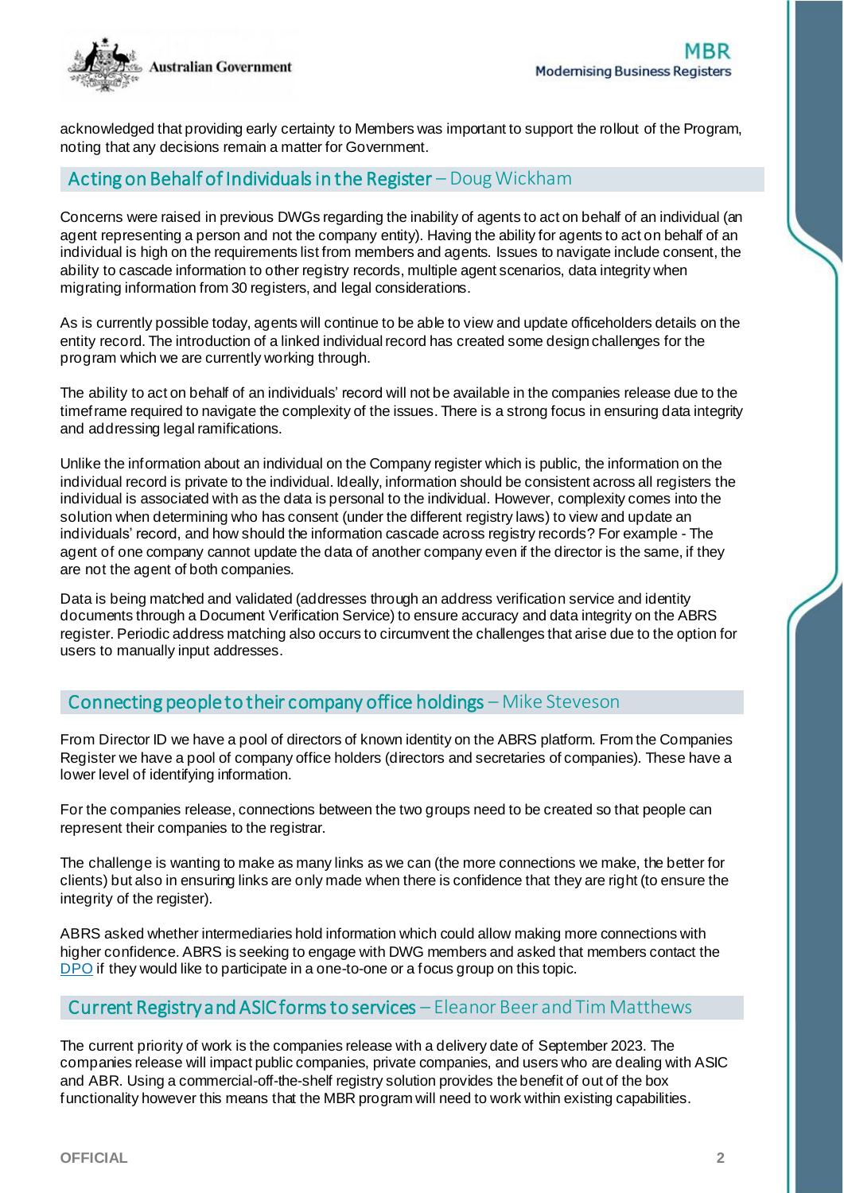acknowledged that providing early certainty to Members was important to support the rollout of the Program, noting that any decisions remain a matter for Government.

## Acting on Behalf of Individuals in the Register – Doug Wickham

Concerns were raised in previous DWGs regarding the inability of agents to act on behalf of an individual (an agent representing a person and not the company entity). Having the ability for agents to act on behalf of an individual is high on the requirements list from members and agents. Issues to navigate include consent, the ability to cascade information to other registry records, multiple agent scenarios, data integrity when migrating information from 30 registers, and legal considerations.

As is currently possible today, agents will continue to be able to view and update officeholders details on the entity record. The introduction of a linked individual record has created some design challenges for the program which we are currently working through.

The ability to act on behalf of an individuals' record will not be available in the companies release due to the timeframe required to navigate the complexity of the issues. There is a strong focus in ensuring data integrity and addressing legal ramifications.

Unlike the information about an individual on the Company register which is public, the information on the individual record is private to the individual. Ideally, information should be consistent across all registers the individual is associated with as the data is personal to the individual. However, complexity comes into the solution when determining who has consent (under the different registry laws) to view and update an individuals' record, and how should the information cascade across registry records? For example - The agent of one company cannot update the data of another company even if the director is the same, if they are not the agent of both companies.

Data is being matched and validated (addresses through an address verification service and identity documents through a Document Verification Service) to ensure accuracy and data integrity on the ABRS register. Periodic address matching also occurs to circumvent the challenges that arise due to the option for users to manually input addresses.

## Connecting people to their company office holdings – Mike Steveson

From Director ID we have a pool of directors of known identity on the ABRS platform. From the Companies Register we have a pool of company office holders (directors and secretaries of companies). These have a lower level of identifying information.

For the companies release, connections between the two groups need to be created so that people can represent their companies to the registrar.

The challenge is wanting to make as many links as we can (the more connections we make, the better for clients) but also in ensuring links are only made when there is confidence that they are right (to ensure the integrity of the register).

ABRS asked whether intermediaries hold information which could allow making more connections with higher confidence. ABRS is seeking to engage with DWG members and asked that members contact the DPO if they would like to participate in a one-to-one or a focus group on this topic.

## Current Registry and ASIC forms to services – Eleanor Beer and Tim Matthews

The current priority of work is the companies release with a delivery date of September 2023. The companies release will impact public companies, private companies, and users who are dealing with ASIC and ABR. Using a commercial-off-the-shelf registry solution provides the benefit of out of the box functionality however this means that the MBR program will need to work within existing capabilities.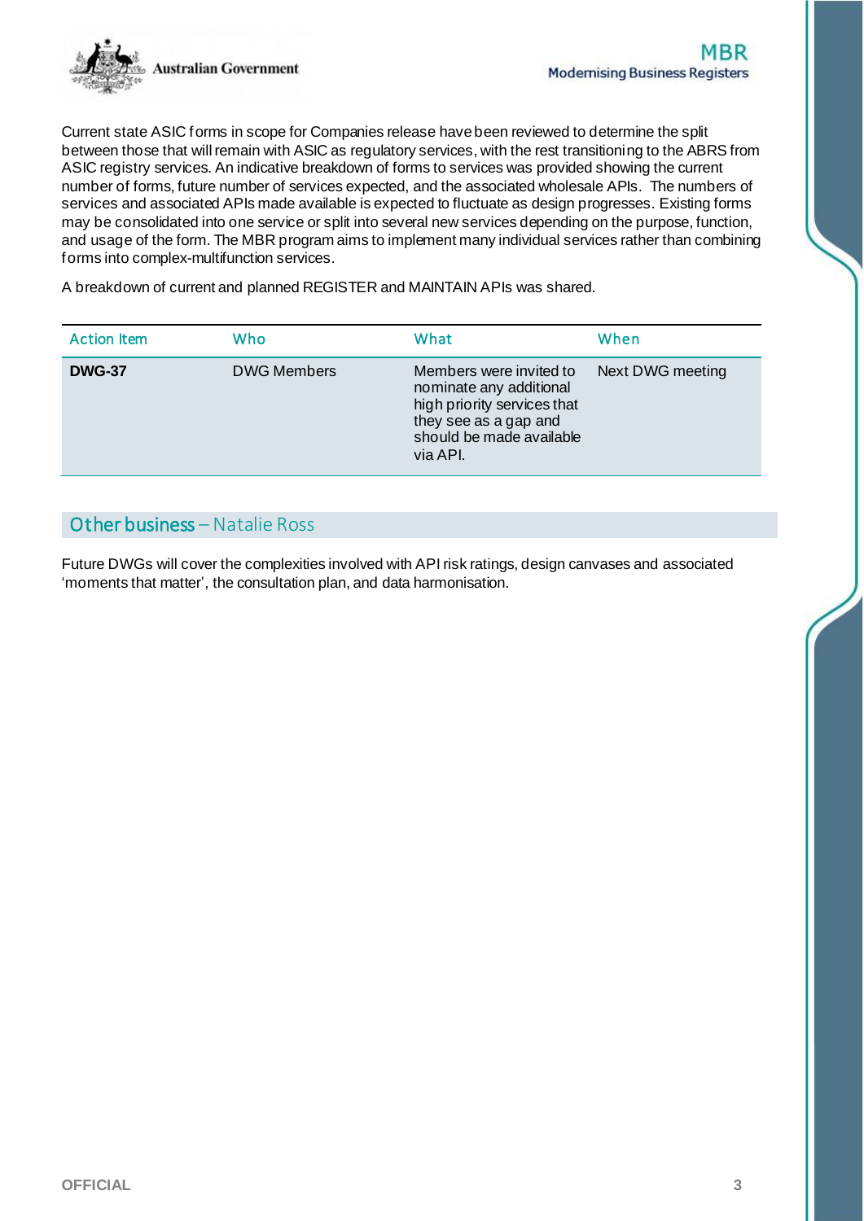Current state ASIC forms in scope for Companies release have been reviewed to determine the split between those that will remain with ASIC as regulatory services, with the rest transitioning to the ABRS from ASIC registry services. An indicative breakdown of forms to services was provided showing the current number of forms, future number of services expected, and the associated wholesale APIs. The numbers of services and associated APIs made available is expected to fluctuate as design progresses. Existing forms may be consolidated into one service or split into several new services depending on the purpose, function, and usage of the form. The MBR program aims to implement many individual services rather than combining forms into complex-multifunction services.

A breakdown of current and planned REGISTER and MAINTAIN APIs was shared.

| Action Item | Who | What | When |
|---|---|---|---|
| **DWG-37** | DWG Members | Members were invited to nominate any additional high priority services that they see as a gap and should be made available via API. | Next DWG meeting |

## Other business – Natalie Ross

Future DWGs will cover the complexities involved with API risk ratings, design canvases and associated 'moments that matter', the consultation plan, and data harmonisation.